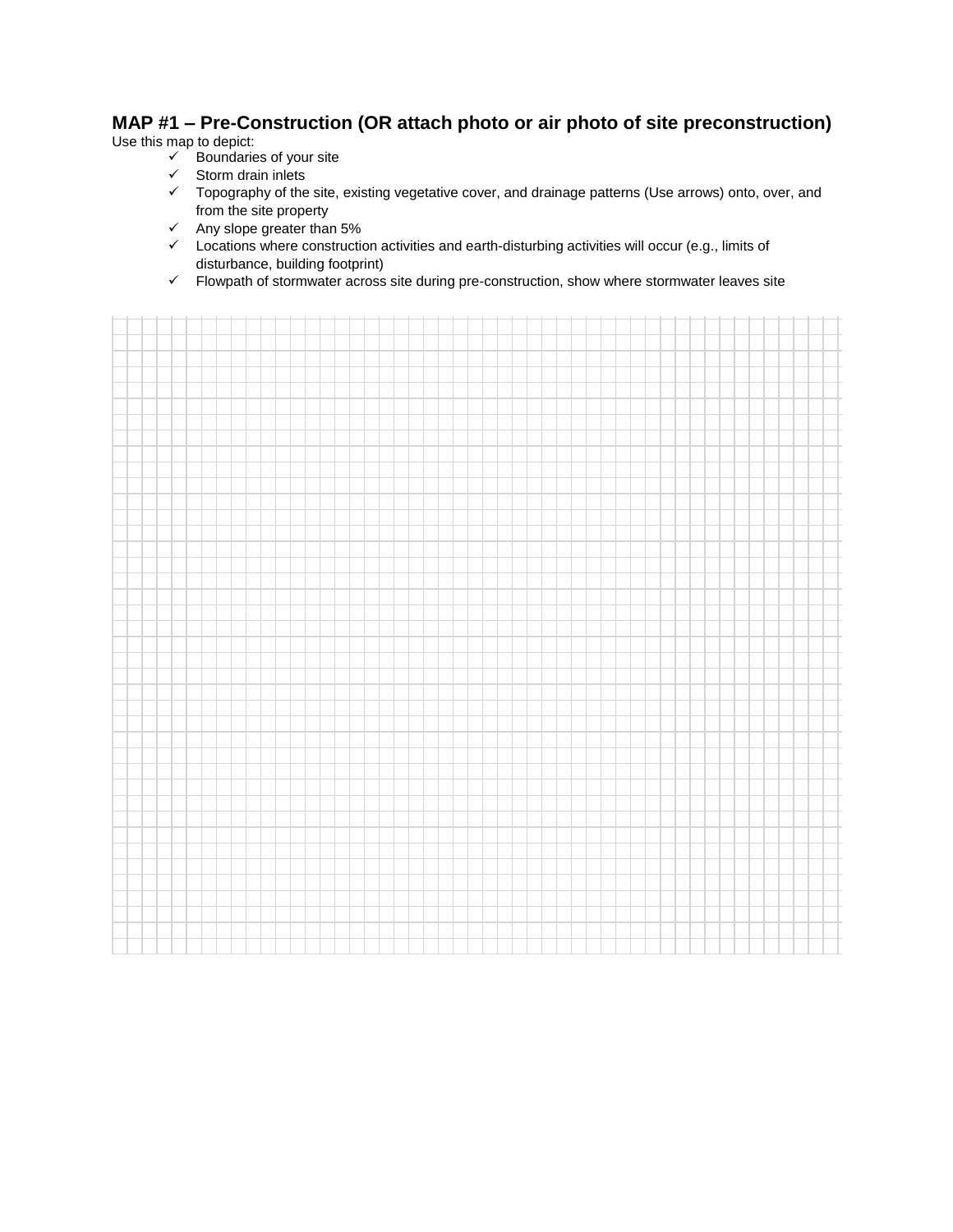## MAP #1 – Pre-Construction (OR attach photo or air photo of site preconstruction)

Use this map to depict:

- ✓ Boundaries of your site
- ✓ Storm drain inlets
- ✓ Topography of the site, existing vegetative cover, and drainage patterns (Use arrows) onto, over, and from the site property
- ✓ Any slope greater than 5%
- ✓ Locations where construction activities and earth-disturbing activities will occur (e.g., limits of disturbance, building footprint)
- ✓ Flowpath of stormwater across site during pre-construction, show where stormwater leaves site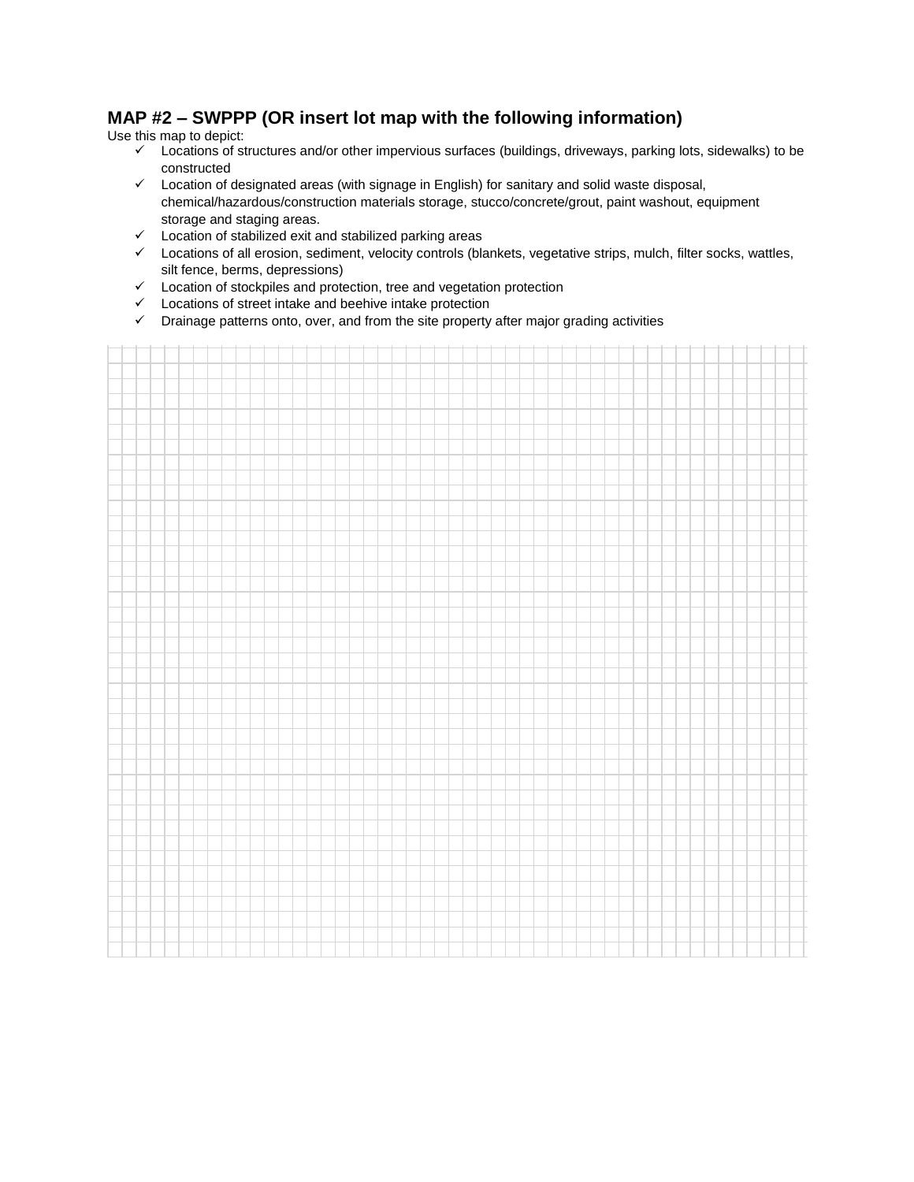## MAP #2 – SWPPP (OR insert lot map with the following information)

Use this map to depict:

- ✓ Locations of structures and/or other impervious surfaces (buildings, driveways, parking lots, sidewalks) to be constructed
- ✓ Location of designated areas (with signage in English) for sanitary and solid waste disposal, chemical/hazardous/construction materials storage, stucco/concrete/grout, paint washout, equipment storage and staging areas.
- ✓ Location of stabilized exit and stabilized parking areas
- ✓ Locations of all erosion, sediment, velocity controls (blankets, vegetative strips, mulch, filter socks, wattles, silt fence, berms, depressions)
- ✓ Location of stockpiles and protection, tree and vegetation protection
- ✓ Locations of street intake and beehive intake protection
- ✓ Drainage patterns onto, over, and from the site property after major grading activities